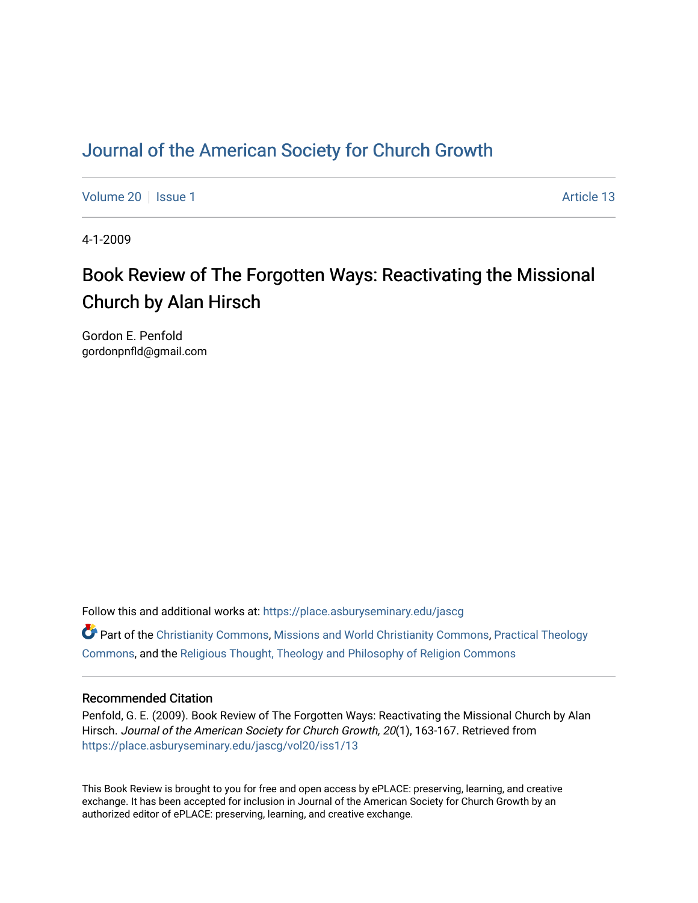# Journal of the American Society for Church Growth

Volume 20 | Issue 1 | Article 13

4-1-2009

## Book Review of The Forgotten Ways: Reactivating the Missional Church by Alan Hirsch

Gordon E. Penfold
gordonpnfld@gmail.com

Follow this and additional works at: https://place.asburyseminary.edu/jascg

Part of the Christianity Commons, Missions and World Christianity Commons, Practical Theology Commons, and the Religious Thought, Theology and Philosophy of Religion Commons

### Recommended Citation

Penfold, G. E. (2009). Book Review of The Forgotten Ways: Reactivating the Missional Church by Alan Hirsch. *Journal of the American Society for Church Growth, 20*(1), 163-167. Retrieved from https://place.asburyseminary.edu/jascg/vol20/iss1/13

This Book Review is brought to you for free and open access by ePLACE: preserving, learning, and creative exchange. It has been accepted for inclusion in Journal of the American Society for Church Growth by an authorized editor of ePLACE: preserving, learning, and creative exchange.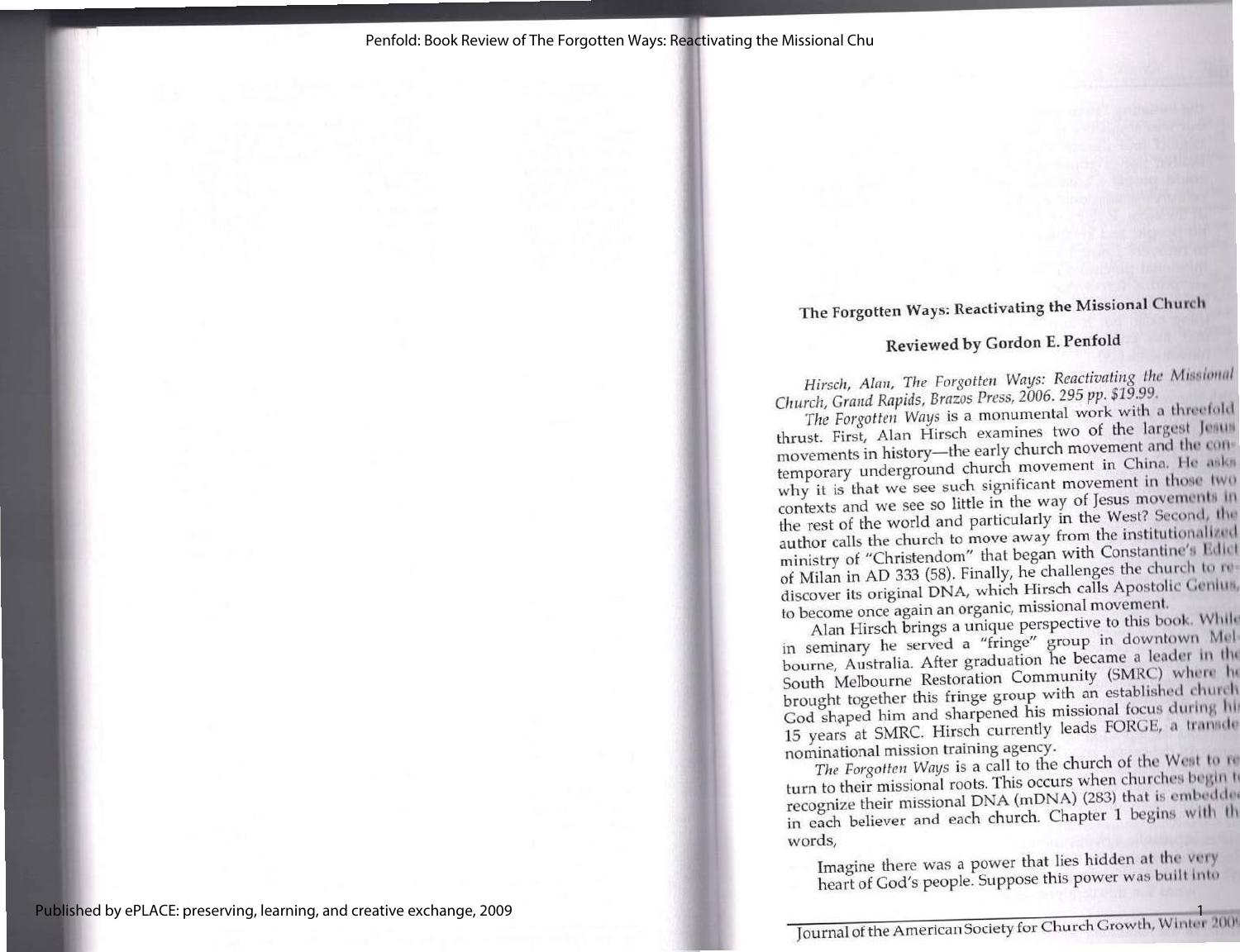## The Forgotten Ways: Reactivating the Missional Church

### Reviewed by Gordon E. Penfold

*Hirsch, Alan, The Forgotten Ways: Reactivating the Missional Church, Grand Rapids, Brazos Press, 2006. 295 pp. $19.99.*

*The Forgotten Ways* is a monumental work with a threefold thrust. First, Alan Hirsch examines two of the largest Jesus movements in history—the early church movement and the contemporary underground church movement in China. He asks why it is that we see such significant movement in those two contexts and we see so little in the way of Jesus movements in the rest of the world and particularly in the West? Second, the author calls the church to move away from the institutionalized ministry of "Christendom" that began with Constantine's Edict of Milan in AD 333 (58). Finally, he challenges the church to rediscover its original DNA, which Hirsch calls Apostolic Genius, to become once again an organic, missional movement.

Alan Hirsch brings a unique perspective to this book. While in seminary he served a "fringe" group in downtown Melbourne, Australia. After graduation he became a leader in the South Melbourne Restoration Community (SMRC) where he brought together this fringe group with an established church. God shaped him and sharpened his missional focus during his 15 years at SMRC. Hirsch currently leads FORGE, a transdenominational mission training agency.

*The Forgotten Ways* is a call to the church of the West to return to their missional roots. This occurs when churches begin to recognize their missional DNA (mDNA) (283) that is embedded in each believer and each church. Chapter 1 begins with the words,

> Imagine there was a power that lies hidden at the very heart of God's people. Suppose this power was built into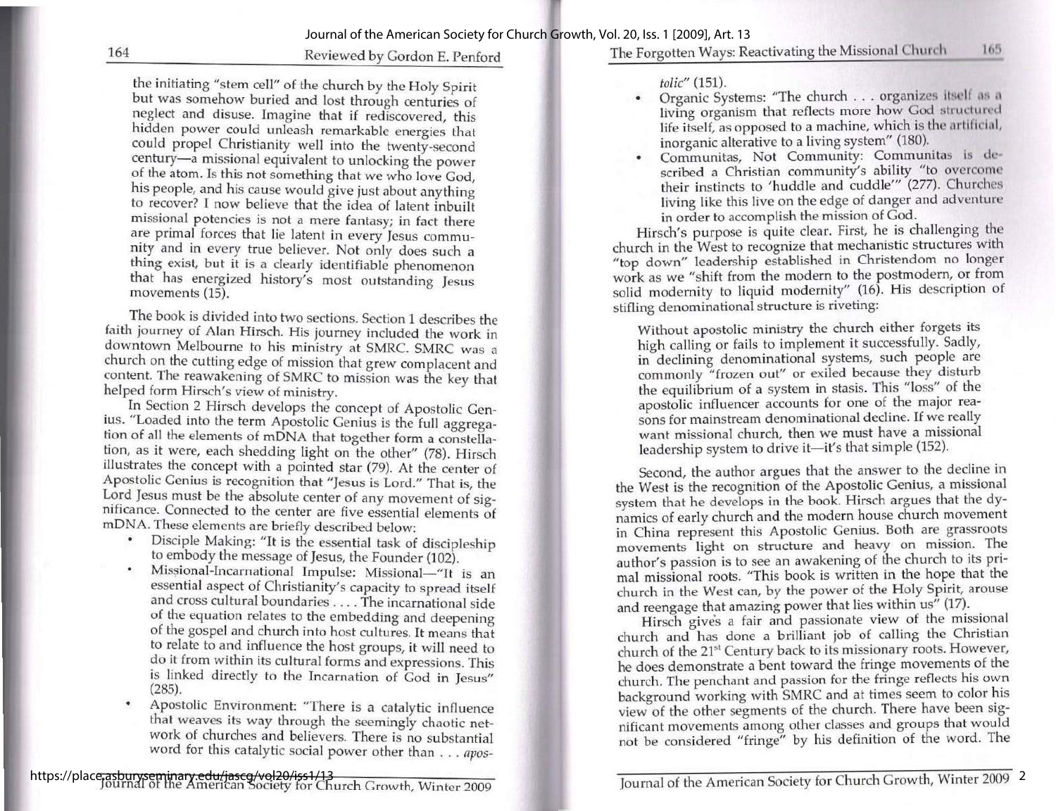the initiating "stem cell" of the church by the Holy Spirit but was somehow buried and lost through centuries of neglect and disuse. Imagine that if rediscovered, this hidden power could unleash remarkable energies that could propel Christianity well into the twenty-second century—a missional equivalent to unlocking the power of the atom. Is this not something that we who love God, his people, and his cause would give just about anything to recover? I now believe that the idea of latent inbuilt missional potencies is not a mere fantasy; in fact there are primal forces that lie latent in every Jesus community and in every true believer. Not only does such a thing exist, but it is a clearly identifiable phenomenon that has energized history's most outstanding Jesus movements (15).

The book is divided into two sections. Section 1 describes the faith journey of Alan Hirsch. His journey included the work in downtown Melbourne to his ministry at SMRC. SMRC was a church on the cutting edge of mission that grew complacent and content. The reawakening of SMRC to mission was the key that helped form Hirsch's view of ministry.

In Section 2 Hirsch develops the concept of Apostolic Genius. "Loaded into the term Apostolic Genius is the full aggregation of all the elements of mDNA that together form a constellation, as it were, each shedding light on the other" (78). Hirsch illustrates the concept with a pointed star (79). At the center of Apostolic Genius is recognition that "Jesus is Lord." That is, the Lord Jesus must be the absolute center of any movement of significance. Connected to the center are five essential elements of mDNA. These elements are briefly described below:

- Disciple Making: "It is the essential task of discipleship to embody the message of Jesus, the Founder (102).
- Missional-Incarnational Impulse: Missional—"It is an essential aspect of Christianity's capacity to spread itself and cross cultural boundaries . . . . The incarnational side of the equation relates to the embedding and deepening of the gospel and church into host cultures. It means that to relate to and influence the host groups, it will need to do it from within its cultural forms and expressions. This is linked directly to the Incarnation of God in Jesus" (285).
- Apostolic Environment: "There is a catalytic influence that weaves its way through the seemingly chaotic network of churches and believers. There is no substantial word for this catalytic social power other than . . . *apostolic*" (151).
- Organic Systems: "The church . . . organizes itself as a living organism that reflects more how God structured life itself, as opposed to a machine, which is the artificial, inorganic alterative to a living system" (180).
- Communitas, Not Community: Communitas is described a Christian community's ability "to overcome their instincts to 'huddle and cuddle'" (277). Churches living like this live on the edge of danger and adventure in order to accomplish the mission of God.

Hirsch's purpose is quite clear. First, he is challenging the church in the West to recognize that mechanistic structures with "top down" leadership established in Christendom no longer work as we "shift from the modern to the postmodern, or from solid modernity to liquid modernity" (16). His description of stifling denominational structure is riveting:

> Without apostolic ministry the church either forgets its high calling or fails to implement it successfully. Sadly, in declining denominational systems, such people are commonly "frozen out" or exiled because they disturb the equilibrium of a system in stasis. This "loss" of the apostolic influencer accounts for one of the major reasons for mainstream denominational decline. If we really want missional church, then we must have a missional leadership system to drive it—it's that simple (152).

Second, the author argues that the answer to the decline in the West is the recognition of the Apostolic Genius, a missional system that he develops in the book. Hirsch argues that the dynamics of early church and the modern house church movement in China represent this Apostolic Genius. Both are grassroots movements light on structure and heavy on mission. The author's passion is to see an awakening of the church to its primal missional roots. "This book is written in the hope that the church in the West can, by the power of the Holy Spirit, arouse and reengage that amazing power that lies within us" (17).

Hirsch gives a fair and passionate view of the missional church and has done a brilliant job of calling the Christian church of the 21st Century back to its missionary roots. However, he does demonstrate a bent toward the fringe movements of the church. The penchant and passion for the fringe reflects his own background working with SMRC and at times seem to color his view of the other segments of the church. There have been significant movements among other classes and groups that would not be considered "fringe" by his definition of the word. The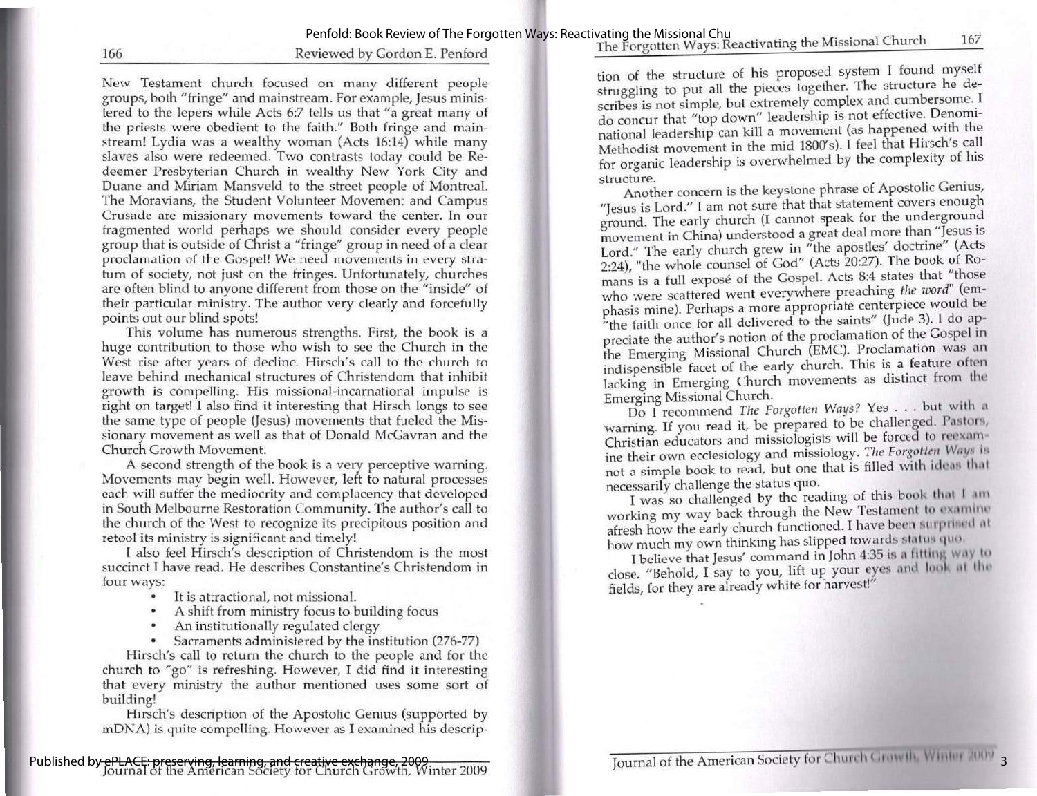New Testament church focused on many different people groups, both "fringe" and mainstream. For example, Jesus ministered to the lepers while Acts 6:7 tells us that "a great many of the priests were obedient to the faith." Both fringe and mainstream! Lydia was a wealthy woman (Acts 16:14) while many slaves also were redeemed. Two contrasts today could be Redeemer Presbyterian Church in wealthy New York City and Duane and Miriam Mansveld to the street people of Montreal. The Moravians, the Student Volunteer Movement and Campus Crusade are missionary movements toward the center. In our fragmented world perhaps we should consider every people group that is outside of Christ a "fringe" group in need of a clear proclamation of the Gospel! We need movements in every stratum of society, not just on the fringes. Unfortunately, churches are often blind to anyone different from those on the "inside" of their particular ministry. The author very clearly and forcefully points out our blind spots!

This volume has numerous strengths. First, the book is a huge contribution to those who wish to see the Church in the West rise after years of decline. Hirsch's call to the church to leave behind mechanical structures of Christendom that inhibit growth is compelling. His missional-incarnational impulse is right on target! I also find it interesting that Hirsch longs to see the same type of people (Jesus) movements that fueled the Missionary movement as well as that of Donald McGavran and the Church Growth Movement.

A second strength of the book is a very perceptive warning. Movements may begin well. However, left to natural processes each will suffer the mediocrity and complacency that developed in South Melbourne Restoration Community. The author's call to the church of the West to recognize its precipitous position and retool its ministry is significant and timely!

I also feel Hirsch's description of Christendom is the most succinct I have read. He describes Constantine's Christendom in four ways:

- It is attractional, not missional.
- A shift from ministry focus to building focus
- An institutionally regulated clergy
- Sacraments administered by the institution (276-77)

Hirsch's call to return the church to the people and for the church to "go" is refreshing. However, I did find it interesting that every ministry the author mentioned uses some sort of building!

Hirsch's description of the Apostolic Genius (supported by mDNA) is quite compelling. However as I examined his description of the structure of his proposed system I found myself struggling to put all the pieces together. The structure he describes is not simple, but extremely complex and cumbersome. I do concur that "top down" leadership is not effective. Denominational leadership can kill a movement (as happened with the Methodist movement in the mid 1800's). I feel that Hirsch's call for organic leadership is overwhelmed by the complexity of his structure.

Another concern is the keystone phrase of Apostolic Genius, "Jesus is Lord." I am not sure that that statement covers enough ground. The early church (I cannot speak for the underground movement in China) understood a great deal more than "Jesus is Lord." The early church grew in "the apostles' doctrine" (Acts 2:24), "the whole counsel of God" (Acts 20:27). The book of Romans is a full exposé of the Gospel. Acts 8:4 states that "those who were scattered went everywhere preaching *the word*" (emphasis mine). Perhaps a more appropriate centerpiece would be "the faith once for all delivered to the saints" (Jude 3). I do appreciate the author's notion of the proclamation of the Gospel in the Emerging Missional Church (EMC). Proclamation was an indispensible facet of the early church. This is a feature often lacking in Emerging Church movements as distinct from the Emerging Missional Church.

Do I recommend *The Forgotten Ways?* Yes . . . but with a warning. If you read it, be prepared to be challenged. Pastors, Christian educators and missiologists will be forced to reexamine their own ecclesiology and missiology. *The Forgotten Ways* is not a simple book to read, but one that is filled with ideas that necessarily challenge the status quo.

I was so challenged by the reading of this book that I am working my way back through the New Testament to examine afresh how the early church functioned. I have been surprised at how much my own thinking has slipped towards status quo.

I believe that Jesus' command in John 4:35 is a fitting way to close. "Behold, I say to you, lift up your eyes and look at the fields, for they are already white for harvest!"